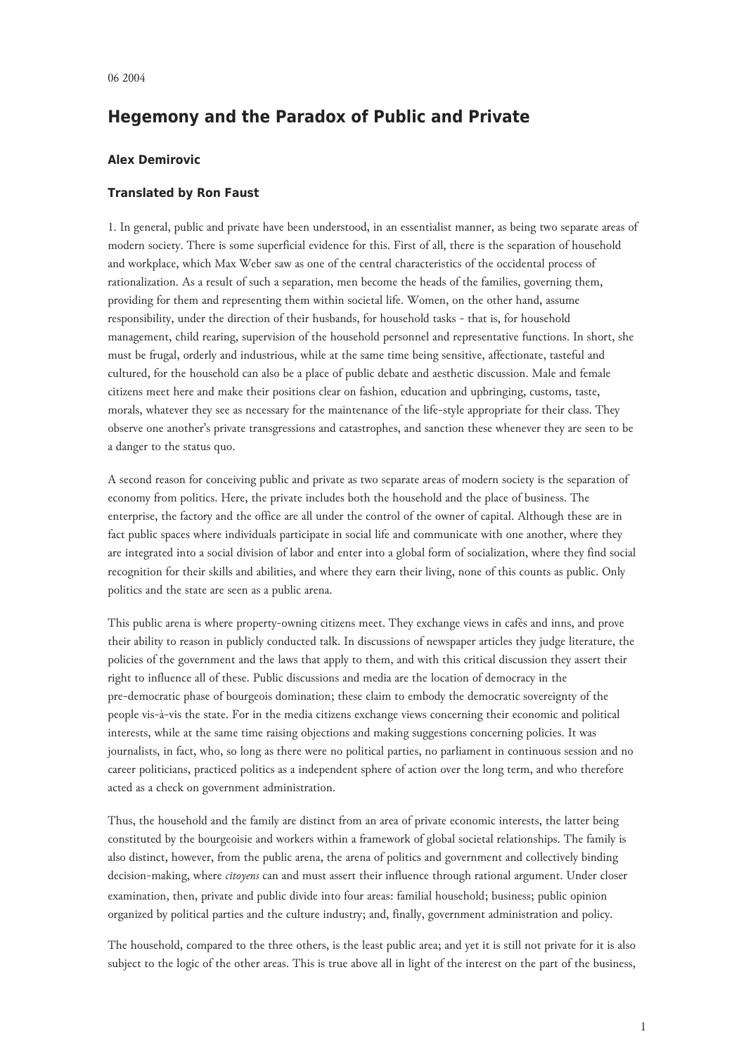06 2004

# Hegemony and the Paradox of Public and Private

**Alex Demirovic**

**Translated by Ron Faust**

1. In general, public and private have been understood, in an essentialist manner, as being two separate areas of modern society. There is some superficial evidence for this. First of all, there is the separation of household and workplace, which Max Weber saw as one of the central characteristics of the occidental process of rationalization. As a result of such a separation, men become the heads of the families, governing them, providing for them and representing them within societal life. Women, on the other hand, assume responsibility, under the direction of their husbands, for household tasks - that is, for household management, child rearing, supervision of the household personnel and representative functions. In short, she must be frugal, orderly and industrious, while at the same time being sensitive, affectionate, tasteful and cultured, for the household can also be a place of public debate and aesthetic discussion. Male and female citizens meet here and make their positions clear on fashion, education and upbringing, customs, taste, morals, whatever they see as necessary for the maintenance of the life-style appropriate for their class. They observe one another's private transgressions and catastrophes, and sanction these whenever they are seen to be a danger to the status quo.

A second reason for conceiving public and private as two separate areas of modern society is the separation of economy from politics. Here, the private includes both the household and the place of business. The enterprise, the factory and the office are all under the control of the owner of capital. Although these are in fact public spaces where individuals participate in social life and communicate with one another, where they are integrated into a social division of labor and enter into a global form of socialization, where they find social recognition for their skills and abilities, and where they earn their living, none of this counts as public. Only politics and the state are seen as a public arena.

This public arena is where property-owning citizens meet. They exchange views in cafés and inns, and prove their ability to reason in publicly conducted talk. In discussions of newspaper articles they judge literature, the policies of the government and the laws that apply to them, and with this critical discussion they assert their right to influence all of these. Public discussions and media are the location of democracy in the pre-democratic phase of bourgeois domination; these claim to embody the democratic sovereignty of the people vis-à-vis the state. For in the media citizens exchange views concerning their economic and political interests, while at the same time raising objections and making suggestions concerning policies. It was journalists, in fact, who, so long as there were no political parties, no parliament in continuous session and no career politicians, practiced politics as a independent sphere of action over the long term, and who therefore acted as a check on government administration.

Thus, the household and the family are distinct from an area of private economic interests, the latter being constituted by the bourgeoisie and workers within a framework of global societal relationships. The family is also distinct, however, from the public arena, the arena of politics and government and collectively binding decision-making, where *citoyens* can and must assert their influence through rational argument. Under closer examination, then, private and public divide into four areas: familial household; business; public opinion organized by political parties and the culture industry; and, finally, government administration and policy.

The household, compared to the three others, is the least public area; and yet it is still not private for it is also subject to the logic of the other areas. This is true above all in light of the interest on the part of the business,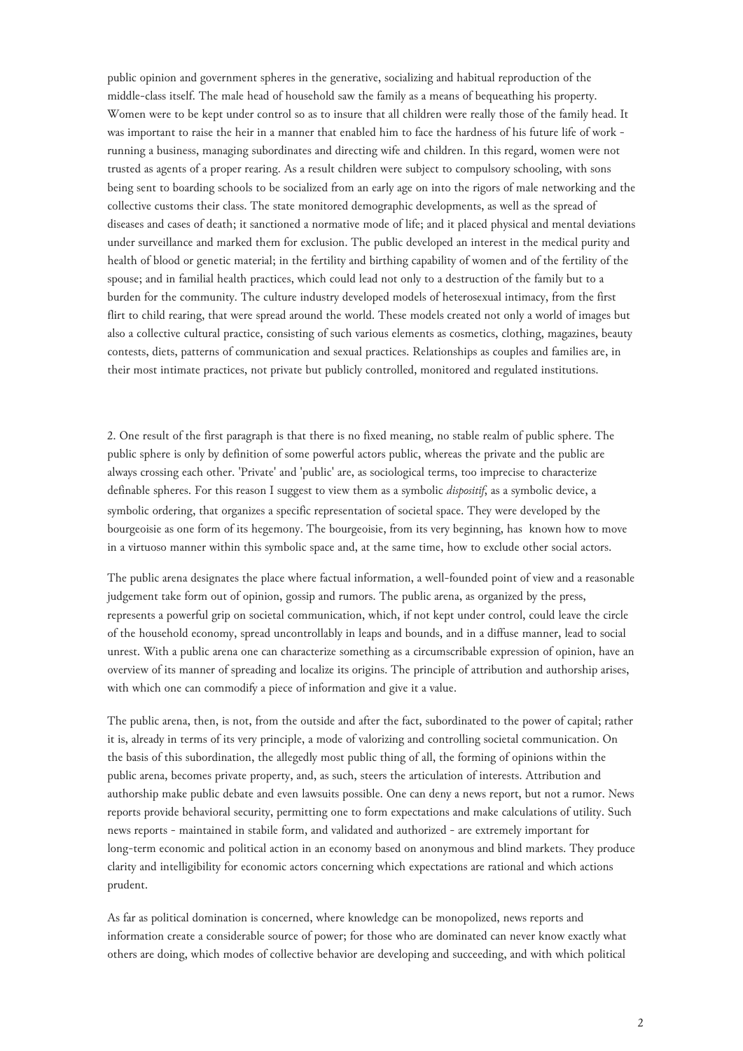public opinion and government spheres in the generative, socializing and habitual reproduction of the middle-class itself. The male head of household saw the family as a means of bequeathing his property. Women were to be kept under control so as to insure that all children were really those of the family head. It was important to raise the heir in a manner that enabled him to face the hardness of his future life of work - running a business, managing subordinates and directing wife and children. In this regard, women were not trusted as agents of a proper rearing. As a result children were subject to compulsory schooling, with sons being sent to boarding schools to be socialized from an early age on into the rigors of male networking and the collective customs their class. The state monitored demographic developments, as well as the spread of diseases and cases of death; it sanctioned a normative mode of life; and it placed physical and mental deviations under surveillance and marked them for exclusion. The public developed an interest in the medical purity and health of blood or genetic material; in the fertility and birthing capability of women and of the fertility of the spouse; and in familial health practices, which could lead not only to a destruction of the family but to a burden for the community. The culture industry developed models of heterosexual intimacy, from the first flirt to child rearing, that were spread around the world. These models created not only a world of images but also a collective cultural practice, consisting of such various elements as cosmetics, clothing, magazines, beauty contests, diets, patterns of communication and sexual practices. Relationships as couples and families are, in their most intimate practices, not private but publicly controlled, monitored and regulated institutions.

2. One result of the first paragraph is that there is no fixed meaning, no stable realm of public sphere. The public sphere is only by definition of some powerful actors public, whereas the private and the public are always crossing each other. 'Private' and 'public' are, as sociological terms, too imprecise to characterize definable spheres. For this reason I suggest to view them as a symbolic *dispositif*, as a symbolic device, a symbolic ordering, that organizes a specific representation of societal space. They were developed by the bourgeoisie as one form of its hegemony. The bourgeoisie, from its very beginning, has known how to move in a virtuoso manner within this symbolic space and, at the same time, how to exclude other social actors.

The public arena designates the place where factual information, a well-founded point of view and a reasonable judgement take form out of opinion, gossip and rumors. The public arena, as organized by the press, represents a powerful grip on societal communication, which, if not kept under control, could leave the circle of the household economy, spread uncontrollably in leaps and bounds, and in a diffuse manner, lead to social unrest. With a public arena one can characterize something as a circumscribable expression of opinion, have an overview of its manner of spreading and localize its origins. The principle of attribution and authorship arises, with which one can commodify a piece of information and give it a value.

The public arena, then, is not, from the outside and after the fact, subordinated to the power of capital; rather it is, already in terms of its very principle, a mode of valorizing and controlling societal communication. On the basis of this subordination, the allegedly most public thing of all, the forming of opinions within the public arena, becomes private property, and, as such, steers the articulation of interests. Attribution and authorship make public debate and even lawsuits possible. One can deny a news report, but not a rumor. News reports provide behavioral security, permitting one to form expectations and make calculations of utility. Such news reports - maintained in stabile form, and validated and authorized - are extremely important for long-term economic and political action in an economy based on anonymous and blind markets. They produce clarity and intelligibility for economic actors concerning which expectations are rational and which actions prudent.

As far as political domination is concerned, where knowledge can be monopolized, news reports and information create a considerable source of power; for those who are dominated can never know exactly what others are doing, which modes of collective behavior are developing and succeeding, and with which political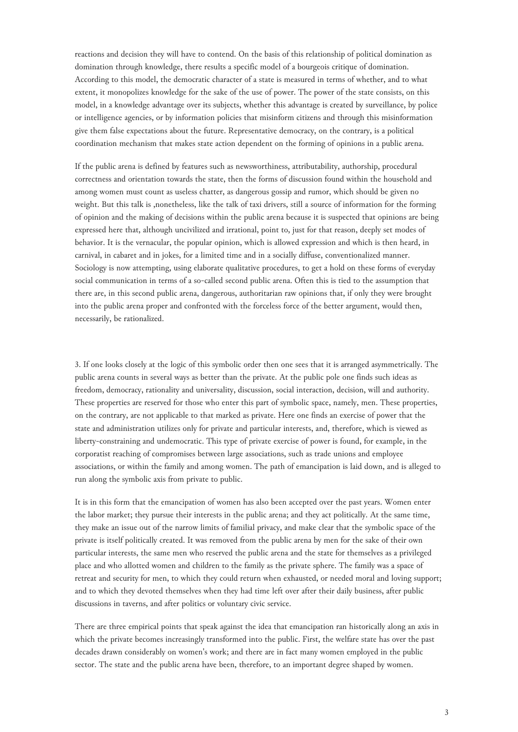reactions and decision they will have to contend. On the basis of this relationship of political domination as domination through knowledge, there results a specific model of a bourgeois critique of domination. According to this model, the democratic character of a state is measured in terms of whether, and to what extent, it monopolizes knowledge for the sake of the use of power. The power of the state consists, on this model, in a knowledge advantage over its subjects, whether this advantage is created by surveillance, by police or intelligence agencies, or by information policies that misinform citizens and through this misinformation give them false expectations about the future. Representative democracy, on the contrary, is a political coordination mechanism that makes state action dependent on the forming of opinions in a public arena.

If the public arena is defined by features such as newsworthiness, attributability, authorship, procedural correctness and orientation towards the state, then the forms of discussion found within the household and among women must count as useless chatter, as dangerous gossip and rumor, which should be given no weight. But this talk is ,nonetheless, like the talk of taxi drivers, still a source of information for the forming of opinion and the making of decisions within the public arena because it is suspected that opinions are being expressed here that, although uncivilized and irrational, point to, just for that reason, deeply set modes of behavior. It is the vernacular, the popular opinion, which is allowed expression and which is then heard, in carnival, in cabaret and in jokes, for a limited time and in a socially diffuse, conventionalized manner. Sociology is now attempting, using elaborate qualitative procedures, to get a hold on these forms of everyday social communication in terms of a so-called second public arena. Often this is tied to the assumption that there are, in this second public arena, dangerous, authoritarian raw opinions that, if only they were brought into the public arena proper and confronted with the forceless force of the better argument, would then, necessarily, be rationalized.

3. If one looks closely at the logic of this symbolic order then one sees that it is arranged asymmetrically. The public arena counts in several ways as better than the private. At the public pole one finds such ideas as freedom, democracy, rationality and universality, discussion, social interaction, decision, will and authority. These properties are reserved for those who enter this part of symbolic space, namely, men. These properties, on the contrary, are not applicable to that marked as private. Here one finds an exercise of power that the state and administration utilizes only for private and particular interests, and, therefore, which is viewed as liberty-constraining and undemocratic. This type of private exercise of power is found, for example, in the corporatist reaching of compromises between large associations, such as trade unions and employee associations, or within the family and among women. The path of emancipation is laid down, and is alleged to run along the symbolic axis from private to public.

It is in this form that the emancipation of women has also been accepted over the past years. Women enter the labor market; they pursue their interests in the public arena; and they act politically. At the same time, they make an issue out of the narrow limits of familial privacy, and make clear that the symbolic space of the private is itself politically created. It was removed from the public arena by men for the sake of their own particular interests, the same men who reserved the public arena and the state for themselves as a privileged place and who allotted women and children to the family as the private sphere. The family was a space of retreat and security for men, to which they could return when exhausted, or needed moral and loving support; and to which they devoted themselves when they had time left over after their daily business, after public discussions in taverns, and after politics or voluntary civic service.

There are three empirical points that speak against the idea that emancipation ran historically along an axis in which the private becomes increasingly transformed into the public. First, the welfare state has over the past decades drawn considerably on women's work; and there are in fact many women employed in the public sector. The state and the public arena have been, therefore, to an important degree shaped by women.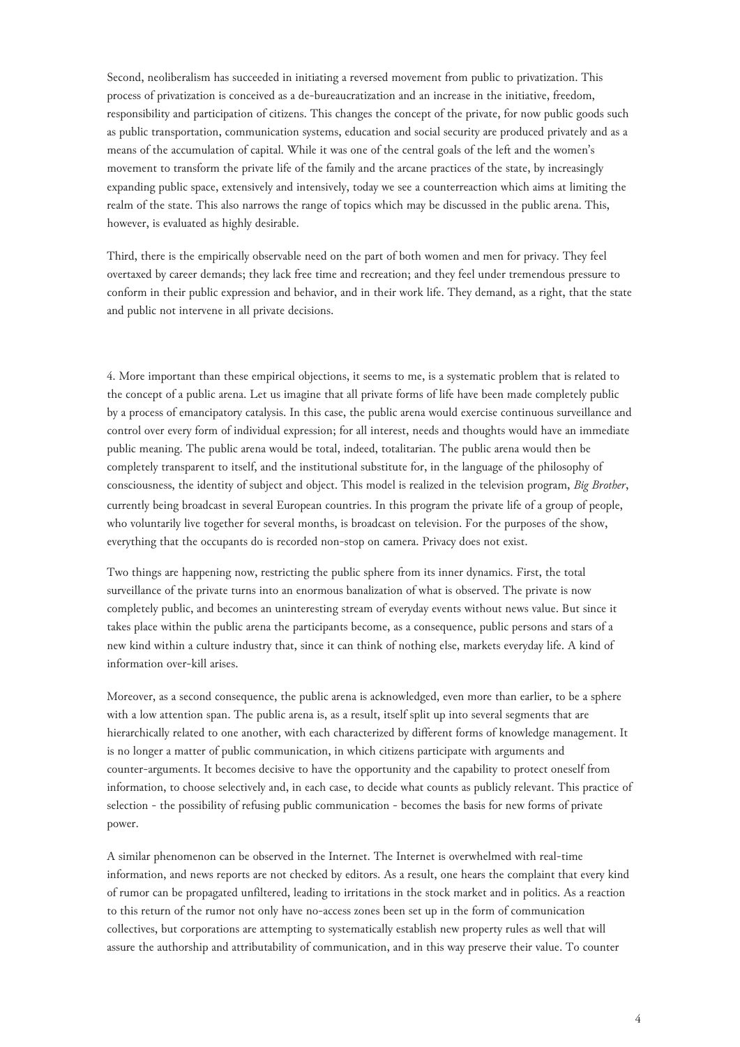Second, neoliberalism has succeeded in initiating a reversed movement from public to privatization. This process of privatization is conceived as a de-bureaucratization and an increase in the initiative, freedom, responsibility and participation of citizens. This changes the concept of the private, for now public goods such as public transportation, communication systems, education and social security are produced privately and as a means of the accumulation of capital. While it was one of the central goals of the left and the women's movement to transform the private life of the family and the arcane practices of the state, by increasingly expanding public space, extensively and intensively, today we see a counterreaction which aims at limiting the realm of the state. This also narrows the range of topics which may be discussed in the public arena. This, however, is evaluated as highly desirable.

Third, there is the empirically observable need on the part of both women and men for privacy. They feel overtaxed by career demands; they lack free time and recreation; and they feel under tremendous pressure to conform in their public expression and behavior, and in their work life. They demand, as a right, that the state and public not intervene in all private decisions.

4. More important than these empirical objections, it seems to me, is a systematic problem that is related to the concept of a public arena. Let us imagine that all private forms of life have been made completely public by a process of emancipatory catalysis. In this case, the public arena would exercise continuous surveillance and control over every form of individual expression; for all interest, needs and thoughts would have an immediate public meaning. The public arena would be total, indeed, totalitarian. The public arena would then be completely transparent to itself, and the institutional substitute for, in the language of the philosophy of consciousness, the identity of subject and object. This model is realized in the television program, *Big Brother*, currently being broadcast in several European countries. In this program the private life of a group of people, who voluntarily live together for several months, is broadcast on television. For the purposes of the show, everything that the occupants do is recorded non-stop on camera. Privacy does not exist.

Two things are happening now, restricting the public sphere from its inner dynamics. First, the total surveillance of the private turns into an enormous banalization of what is observed. The private is now completely public, and becomes an uninteresting stream of everyday events without news value. But since it takes place within the public arena the participants become, as a consequence, public persons and stars of a new kind within a culture industry that, since it can think of nothing else, markets everyday life. A kind of information over-kill arises.

Moreover, as a second consequence, the public arena is acknowledged, even more than earlier, to be a sphere with a low attention span. The public arena is, as a result, itself split up into several segments that are hierarchically related to one another, with each characterized by different forms of knowledge management. It is no longer a matter of public communication, in which citizens participate with arguments and counter-arguments. It becomes decisive to have the opportunity and the capability to protect oneself from information, to choose selectively and, in each case, to decide what counts as publicly relevant. This practice of selection - the possibility of refusing public communication - becomes the basis for new forms of private power.

A similar phenomenon can be observed in the Internet. The Internet is overwhelmed with real-time information, and news reports are not checked by editors. As a result, one hears the complaint that every kind of rumor can be propagated unfiltered, leading to irritations in the stock market and in politics. As a reaction to this return of the rumor not only have no-access zones been set up in the form of communication collectives, but corporations are attempting to systematically establish new property rules as well that will assure the authorship and attributability of communication, and in this way preserve their value. To counter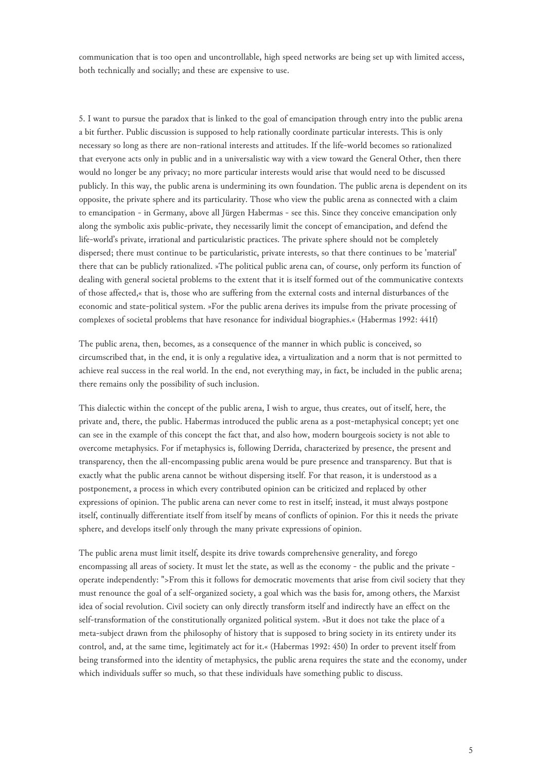communication that is too open and uncontrollable, high speed networks are being set up with limited access, both technically and socially; and these are expensive to use.

5. I want to pursue the paradox that is linked to the goal of emancipation through entry into the public arena a bit further. Public discussion is supposed to help rationally coordinate particular interests. This is only necessary so long as there are non-rational interests and attitudes. If the life-world becomes so rationalized that everyone acts only in public and in a universalistic way with a view toward the General Other, then there would no longer be any privacy; no more particular interests would arise that would need to be discussed publicly. In this way, the public arena is undermining its own foundation. The public arena is dependent on its opposite, the private sphere and its particularity. Those who view the public arena as connected with a claim to emancipation - in Germany, above all Jürgen Habermas - see this. Since they conceive emancipation only along the symbolic axis public-private, they necessarily limit the concept of emancipation, and defend the life-world's private, irrational and particularistic practices. The private sphere should not be completely dispersed; there must continue to be particularistic, private interests, so that there continues to be 'material' there that can be publicly rationalized. »The political public arena can, of course, only perform its function of dealing with general societal problems to the extent that it is itself formed out of the communicative contexts of those affected,« that is, those who are suffering from the external costs and internal disturbances of the economic and state-political system. »For the public arena derives its impulse from the private processing of complexes of societal problems that have resonance for individual biographies.« (Habermas 1992: 441f)

The public arena, then, becomes, as a consequence of the manner in which public is conceived, so circumscribed that, in the end, it is only a regulative idea, a virtualization and a norm that is not permitted to achieve real success in the real world. In the end, not everything may, in fact, be included in the public arena; there remains only the possibility of such inclusion.

This dialectic within the concept of the public arena, I wish to argue, thus creates, out of itself, here, the private and, there, the public. Habermas introduced the public arena as a post-metaphysical concept; yet one can see in the example of this concept the fact that, and also how, modern bourgeois society is not able to overcome metaphysics. For if metaphysics is, following Derrida, characterized by presence, the present and transparency, then the all-encompassing public arena would be pure presence and transparency. But that is exactly what the public arena cannot be without dispersing itself. For that reason, it is understood as a postponement, a process in which every contributed opinion can be criticized and replaced by other expressions of opinion. The public arena can never come to rest in itself; instead, it must always postpone itself, continually differentiate itself from itself by means of conflicts of opinion. For this it needs the private sphere, and develops itself only through the many private expressions of opinion.

The public arena must limit itself, despite its drive towards comprehensive generality, and forego encompassing all areas of society. It must let the state, as well as the economy - the public and the private - operate independently: ">From this it follows for democratic movements that arise from civil society that they must renounce the goal of a self-organized society, a goal which was the basis for, among others, the Marxist idea of social revolution. Civil society can only directly transform itself and indirectly have an effect on the self-transformation of the constitutionally organized political system. »But it does not take the place of a meta-subject drawn from the philosophy of history that is supposed to bring society in its entirety under its control, and, at the same time, legitimately act for it.« (Habermas 1992: 450) In order to prevent itself from being transformed into the identity of metaphysics, the public arena requires the state and the economy, under which individuals suffer so much, so that these individuals have something public to discuss.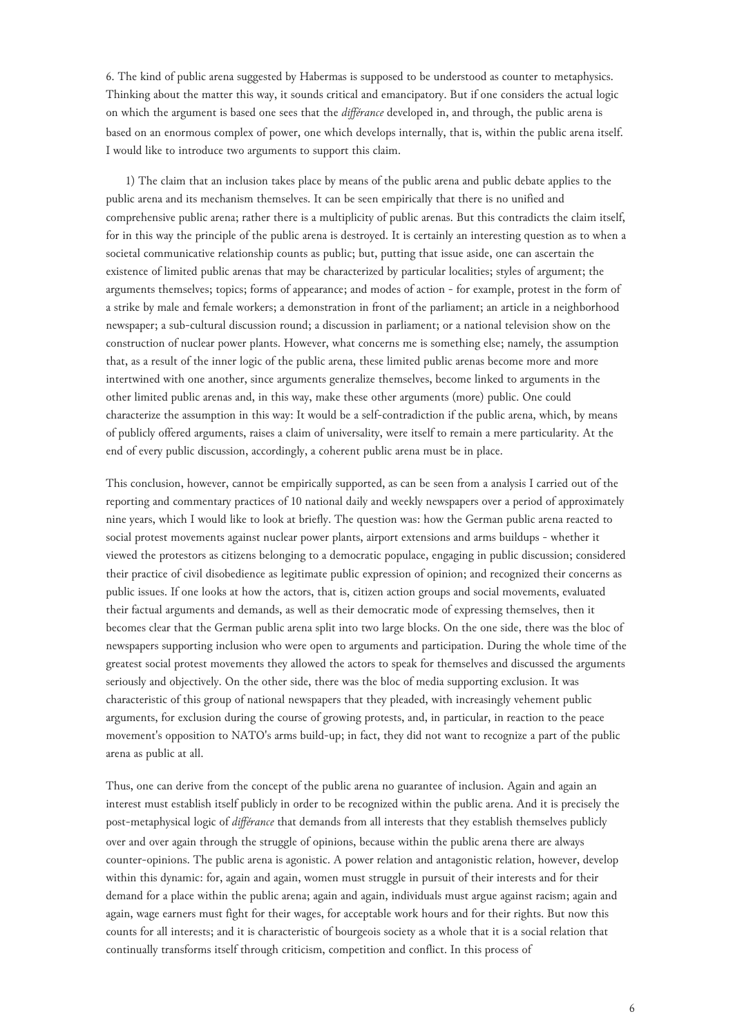6. The kind of public arena suggested by Habermas is supposed to be understood as counter to metaphysics. Thinking about the matter this way, it sounds critical and emancipatory. But if one considers the actual logic on which the argument is based one sees that the *différance* developed in, and through, the public arena is based on an enormous complex of power, one which develops internally, that is, within the public arena itself. I would like to introduce two arguments to support this claim.

1) The claim that an inclusion takes place by means of the public arena and public debate applies to the public arena and its mechanism themselves. It can be seen empirically that there is no unified and comprehensive public arena; rather there is a multiplicity of public arenas. But this contradicts the claim itself, for in this way the principle of the public arena is destroyed. It is certainly an interesting question as to when a societal communicative relationship counts as public; but, putting that issue aside, one can ascertain the existence of limited public arenas that may be characterized by particular localities; styles of argument; the arguments themselves; topics; forms of appearance; and modes of action - for example, protest in the form of a strike by male and female workers; a demonstration in front of the parliament; an article in a neighborhood newspaper; a sub-cultural discussion round; a discussion in parliament; or a national television show on the construction of nuclear power plants. However, what concerns me is something else; namely, the assumption that, as a result of the inner logic of the public arena, these limited public arenas become more and more intertwined with one another, since arguments generalize themselves, become linked to arguments in the other limited public arenas and, in this way, make these other arguments (more) public. One could characterize the assumption in this way: It would be a self-contradiction if the public arena, which, by means of publicly offered arguments, raises a claim of universality, were itself to remain a mere particularity. At the end of every public discussion, accordingly, a coherent public arena must be in place.

This conclusion, however, cannot be empirically supported, as can be seen from a analysis I carried out of the reporting and commentary practices of 10 national daily and weekly newspapers over a period of approximately nine years, which I would like to look at briefly. The question was: how the German public arena reacted to social protest movements against nuclear power plants, airport extensions and arms buildups - whether it viewed the protestors as citizens belonging to a democratic populace, engaging in public discussion; considered their practice of civil disobedience as legitimate public expression of opinion; and recognized their concerns as public issues. If one looks at how the actors, that is, citizen action groups and social movements, evaluated their factual arguments and demands, as well as their democratic mode of expressing themselves, then it becomes clear that the German public arena split into two large blocks. On the one side, there was the bloc of newspapers supporting inclusion who were open to arguments and participation. During the whole time of the greatest social protest movements they allowed the actors to speak for themselves and discussed the arguments seriously and objectively. On the other side, there was the bloc of media supporting exclusion. It was characteristic of this group of national newspapers that they pleaded, with increasingly vehement public arguments, for exclusion during the course of growing protests, and, in particular, in reaction to the peace movement's opposition to NATO's arms build-up; in fact, they did not want to recognize a part of the public arena as public at all.

Thus, one can derive from the concept of the public arena no guarantee of inclusion. Again and again an interest must establish itself publicly in order to be recognized within the public arena. And it is precisely the post-metaphysical logic of *différance* that demands from all interests that they establish themselves publicly over and over again through the struggle of opinions, because within the public arena there are always counter-opinions. The public arena is agonistic. A power relation and antagonistic relation, however, develop within this dynamic: for, again and again, women must struggle in pursuit of their interests and for their demand for a place within the public arena; again and again, individuals must argue against racism; again and again, wage earners must fight for their wages, for acceptable work hours and for their rights. But now this counts for all interests; and it is characteristic of bourgeois society as a whole that it is a social relation that continually transforms itself through criticism, competition and conflict. In this process of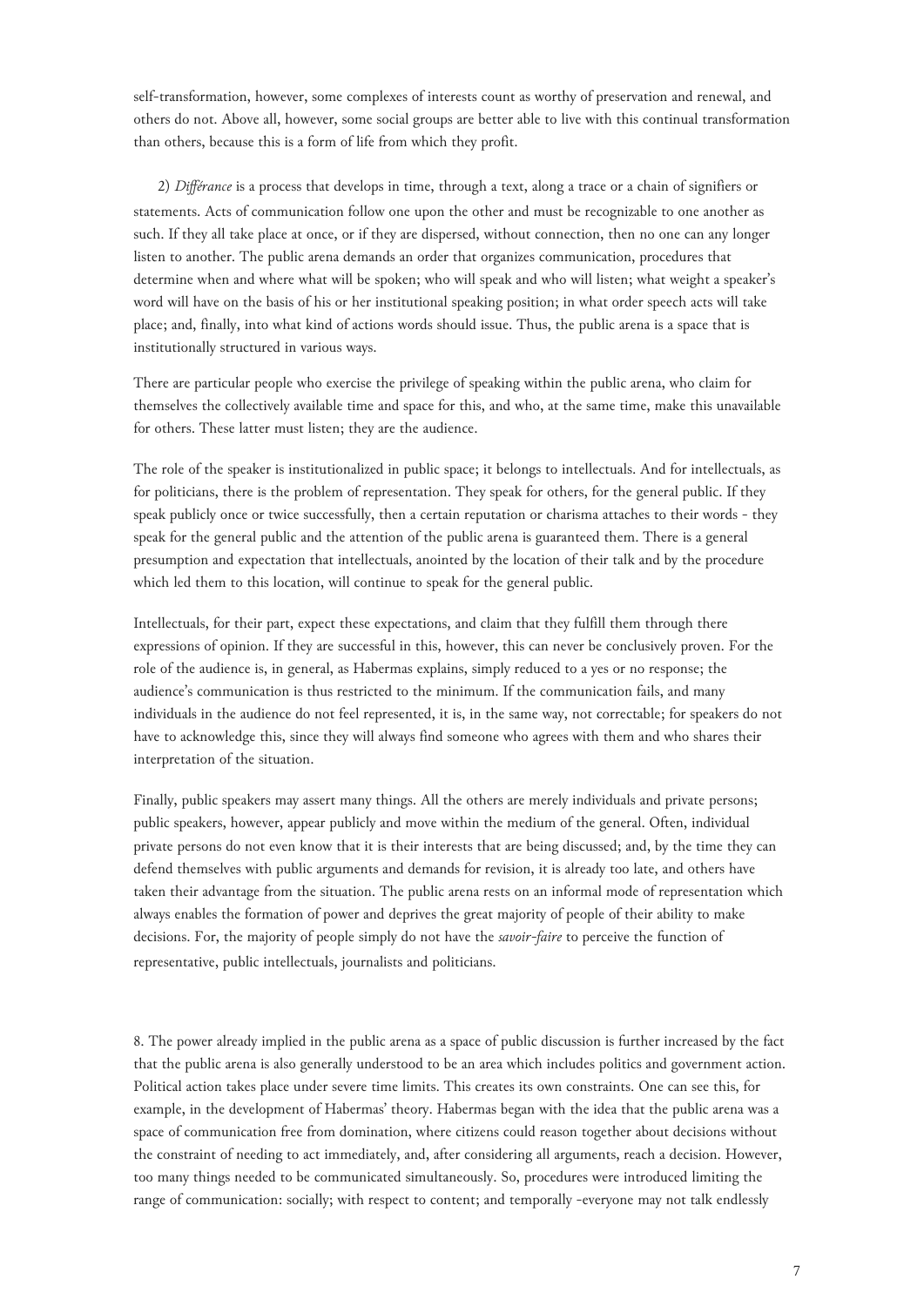self-transformation, however, some complexes of interests count as worthy of preservation and renewal, and others do not. Above all, however, some social groups are better able to live with this continual transformation than others, because this is a form of life from which they profit.

2) *Différance* is a process that develops in time, through a text, along a trace or a chain of signifiers or statements. Acts of communication follow one upon the other and must be recognizable to one another as such. If they all take place at once, or if they are dispersed, without connection, then no one can any longer listen to another. The public arena demands an order that organizes communication, procedures that determine when and where what will be spoken; who will speak and who will listen; what weight a speaker's word will have on the basis of his or her institutional speaking position; in what order speech acts will take place; and, finally, into what kind of actions words should issue. Thus, the public arena is a space that is institutionally structured in various ways.

There are particular people who exercise the privilege of speaking within the public arena, who claim for themselves the collectively available time and space for this, and who, at the same time, make this unavailable for others. These latter must listen; they are the audience.

The role of the speaker is institutionalized in public space; it belongs to intellectuals. And for intellectuals, as for politicians, there is the problem of representation. They speak for others, for the general public. If they speak publicly once or twice successfully, then a certain reputation or charisma attaches to their words - they speak for the general public and the attention of the public arena is guaranteed them. There is a general presumption and expectation that intellectuals, anointed by the location of their talk and by the procedure which led them to this location, will continue to speak for the general public.

Intellectuals, for their part, expect these expectations, and claim that they fulfill them through there expressions of opinion. If they are successful in this, however, this can never be conclusively proven. For the role of the audience is, in general, as Habermas explains, simply reduced to a yes or no response; the audience's communication is thus restricted to the minimum. If the communication fails, and many individuals in the audience do not feel represented, it is, in the same way, not correctable; for speakers do not have to acknowledge this, since they will always find someone who agrees with them and who shares their interpretation of the situation.

Finally, public speakers may assert many things. All the others are merely individuals and private persons; public speakers, however, appear publicly and move within the medium of the general. Often, individual private persons do not even know that it is their interests that are being discussed; and, by the time they can defend themselves with public arguments and demands for revision, it is already too late, and others have taken their advantage from the situation. The public arena rests on an informal mode of representation which always enables the formation of power and deprives the great majority of people of their ability to make decisions. For, the majority of people simply do not have the *savoir-faire* to perceive the function of representative, public intellectuals, journalists and politicians.

8. The power already implied in the public arena as a space of public discussion is further increased by the fact that the public arena is also generally understood to be an area which includes politics and government action. Political action takes place under severe time limits. This creates its own constraints. One can see this, for example, in the development of Habermas' theory. Habermas began with the idea that the public arena was a space of communication free from domination, where citizens could reason together about decisions without the constraint of needing to act immediately, and, after considering all arguments, reach a decision. However, too many things needed to be communicated simultaneously. So, procedures were introduced limiting the range of communication: socially; with respect to content; and temporally -everyone may not talk endlessly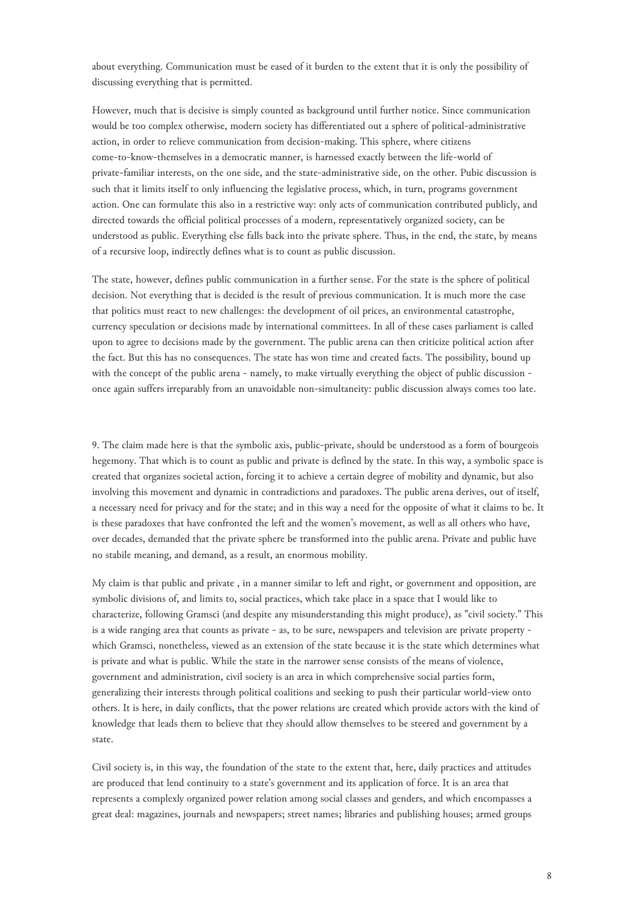about everything. Communication must be eased of it burden to the extent that it is only the possibility of discussing everything that is permitted.

However, much that is decisive is simply counted as background until further notice. Since communication would be too complex otherwise, modern society has differentiated out a sphere of political-administrative action, in order to relieve communication from decision-making. This sphere, where citizens come-to-know-themselves in a democratic manner, is harnessed exactly between the life-world of private-familiar interests, on the one side, and the state-administrative side, on the other. Pubic discussion is such that it limits itself to only influencing the legislative process, which, in turn, programs government action. One can formulate this also in a restrictive way: only acts of communication contributed publicly, and directed towards the official political processes of a modern, representatively organized society, can be understood as public. Everything else falls back into the private sphere. Thus, in the end, the state, by means of a recursive loop, indirectly defines what is to count as public discussion.

The state, however, defines public communication in a further sense. For the state is the sphere of political decision. Not everything that is decided is the result of previous communication. It is much more the case that politics must react to new challenges: the development of oil prices, an environmental catastrophe, currency speculation or decisions made by international committees. In all of these cases parliament is called upon to agree to decisions made by the government. The public arena can then criticize political action after the fact. But this has no consequences. The state has won time and created facts. The possibility, bound up with the concept of the public arena - namely, to make virtually everything the object of public discussion - once again suffers irreparably from an unavoidable non-simultaneity: public discussion always comes too late.

9. The claim made here is that the symbolic axis, public-private, should be understood as a form of bourgeois hegemony. That which is to count as public and private is defined by the state. In this way, a symbolic space is created that organizes societal action, forcing it to achieve a certain degree of mobility and dynamic, but also involving this movement and dynamic in contradictions and paradoxes. The public arena derives, out of itself, a necessary need for privacy and for the state; and in this way a need for the opposite of what it claims to be. It is these paradoxes that have confronted the left and the women's movement, as well as all others who have, over decades, demanded that the private sphere be transformed into the public arena. Private and public have no stabile meaning, and demand, as a result, an enormous mobility.

My claim is that public and private , in a manner similar to left and right, or government and opposition, are symbolic divisions of, and limits to, social practices, which take place in a space that I would like to characterize, following Gramsci (and despite any misunderstanding this might produce), as "civil society." This is a wide ranging area that counts as private - as, to be sure, newspapers and television are private property - which Gramsci, nonetheless, viewed as an extension of the state because it is the state which determines what is private and what is public. While the state in the narrower sense consists of the means of violence, government and administration, civil society is an area in which comprehensive social parties form, generalizing their interests through political coalitions and seeking to push their particular world-view onto others. It is here, in daily conflicts, that the power relations are created which provide actors with the kind of knowledge that leads them to believe that they should allow themselves to be steered and government by a state.

Civil society is, in this way, the foundation of the state to the extent that, here, daily practices and attitudes are produced that lend continuity to a state's government and its application of force. It is an area that represents a complexly organized power relation among social classes and genders, and which encompasses a great deal: magazines, journals and newspapers; street names; libraries and publishing houses; armed groups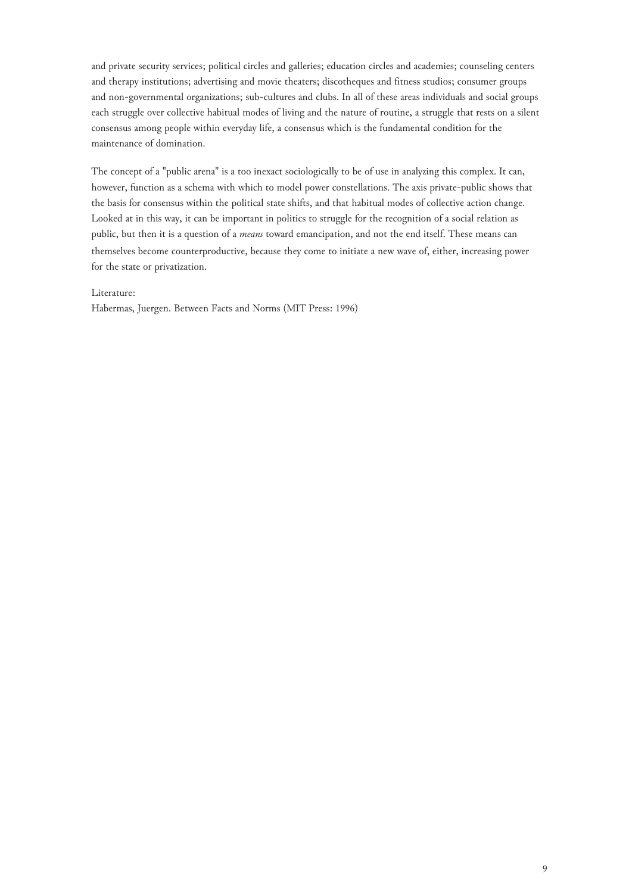and private security services; political circles and galleries; education circles and academies; counseling centers and therapy institutions; advertising and movie theaters; discotheques and fitness studios; consumer groups and non-governmental organizations; sub-cultures and clubs. In all of these areas individuals and social groups each struggle over collective habitual modes of living and the nature of routine, a struggle that rests on a silent consensus among people within everyday life, a consensus which is the fundamental condition for the maintenance of domination.

The concept of a "public arena" is a too inexact sociologically to be of use in analyzing this complex. It can, however, function as a schema with which to model power constellations. The axis private-public shows that the basis for consensus within the political state shifts, and that habitual modes of collective action change. Looked at in this way, it can be important in politics to struggle for the recognition of a social relation as public, but then it is a question of a *means* toward emancipation, and not the end itself. These means can themselves become counterproductive, because they come to initiate a new wave of, either, increasing power for the state or privatization.

Literature:
Habermas, Juergen. Between Facts and Norms (MIT Press: 1996)